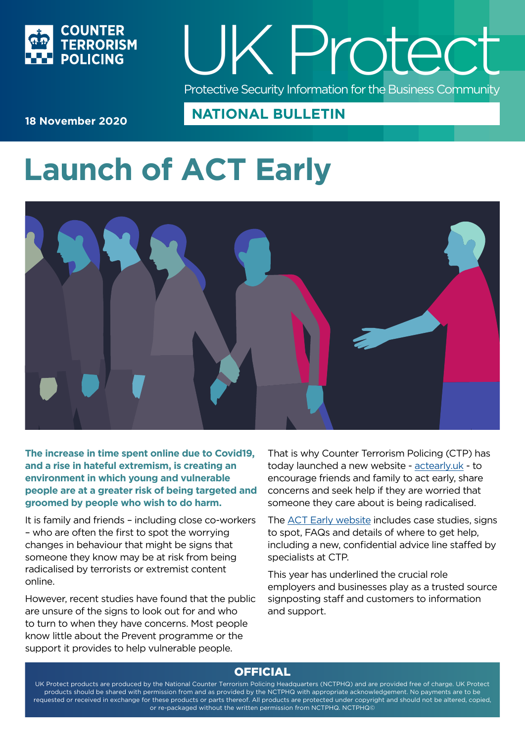COUNTER TERRORISM POLICING

# UK Protect

Protective Security Information for the Business Community

18 November 2020

**NATIONAL BULLETIN**

# Launch of ACT Early

**The increase in time spent online due to Covid19, and a rise in hateful extremism, is creating an environment in which young and vulnerable people are at a greater risk of being targeted and groomed by people who wish to do harm.**

It is family and friends – including close co-workers – who are often the first to spot the worrying changes in behaviour that might be signs that someone they know may be at risk from being radicalised by terrorists or extremist content online.

However, recent studies have found that the public are unsure of the signs to look out for and who to turn to when they have concerns. Most people know little about the Prevent programme or the support it provides to help vulnerable people.

That is why Counter Terrorism Policing (CTP) has today launched a new website - actearly.uk - to encourage friends and family to act early, share concerns and seek help if they are worried that someone they care about is being radicalised.

The ACT Early website includes case studies, signs to spot, FAQs and details of where to get help, including a new, confidential advice line staffed by specialists at CTP.

This year has underlined the crucial role employers and businesses play as a trusted source signposting staff and customers to information and support.

**OFFICIAL**

UK Protect products are produced by the National Counter Terrorism Policing Headquarters (NCTPHQ) and are provided free of charge. UK Protect products should be shared with permission from and as provided by the NCTPHQ with appropriate acknowledgement. No payments are to be requested or received in exchange for these products or parts thereof. All products are protected under copyright and should not be altered, copied, or re-packaged without the written permission from NCTPHQ. NCTPHQ©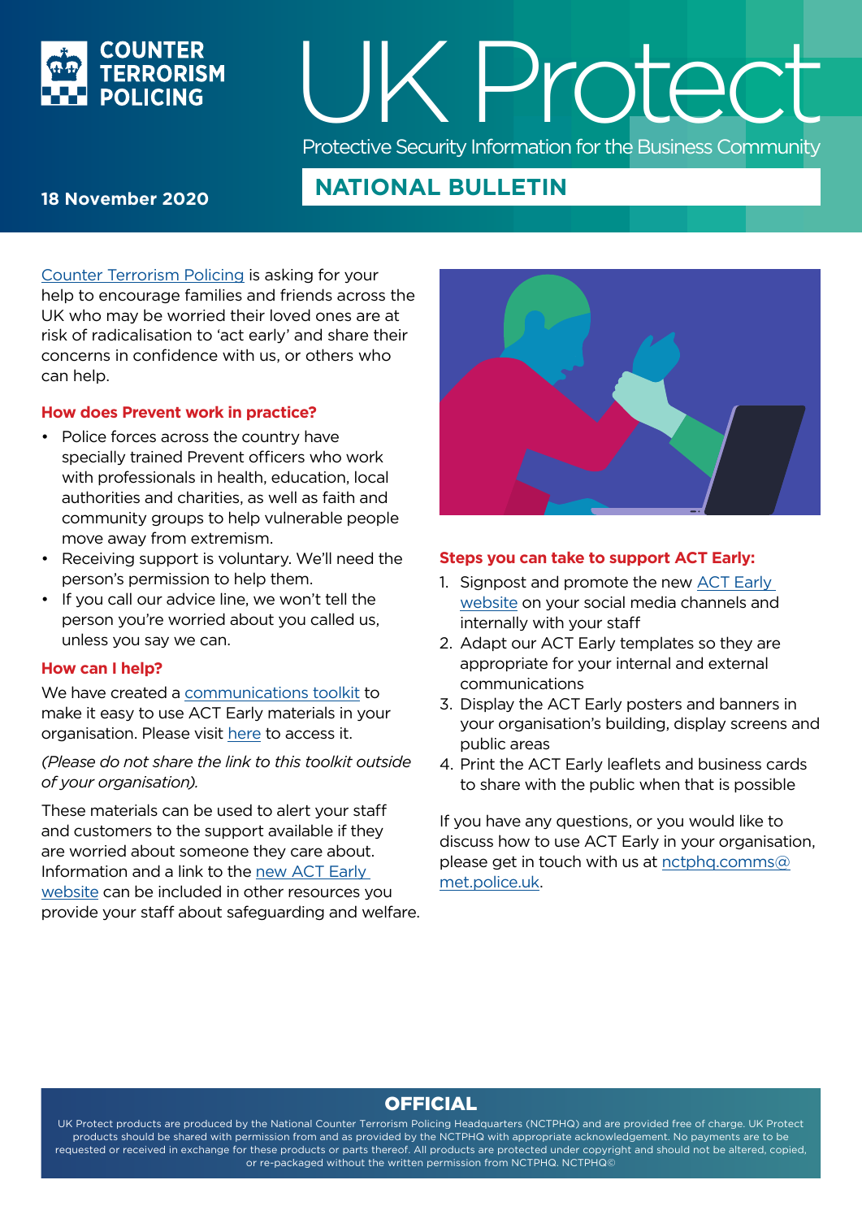COUNTER TERRORISM POLICING

# UK Protect

Protective Security Information for the Business Community

**18 November 2020**

## NATIONAL BULLETIN

Counter Terrorism Policing is asking for your help to encourage families and friends across the UK who may be worried their loved ones are at risk of radicalisation to 'act early' and share their concerns in confidence with us, or others who can help.

### How does Prevent work in practice?

- Police forces across the country have specially trained Prevent officers who work with professionals in health, education, local authorities and charities, as well as faith and community groups to help vulnerable people move away from extremism.
- Receiving support is voluntary. We'll need the person's permission to help them.
- If you call our advice line, we won't tell the person you're worried about you called us, unless you say we can.

### How can I help?

We have created a communications toolkit to make it easy to use ACT Early materials in your organisation. Please visit here to access it.

*(Please do not share the link to this toolkit outside of your organisation).*

These materials can be used to alert your staff and customers to the support available if they are worried about someone they care about. Information and a link to the new ACT Early website can be included in other resources you provide your staff about safeguarding and welfare.

### Steps you can take to support ACT Early:

1. Signpost and promote the new ACT Early website on your social media channels and internally with your staff
2. Adapt our ACT Early templates so they are appropriate for your internal and external communications
3. Display the ACT Early posters and banners in your organisation's building, display screens and public areas
4. Print the ACT Early leaflets and business cards to share with the public when that is possible

If you have any questions, or you would like to discuss how to use ACT Early in your organisation, please get in touch with us at nctphq.comms@met.police.uk.

**OFFICIAL**

UK Protect products are produced by the National Counter Terrorism Policing Headquarters (NCTPHQ) and are provided free of charge. UK Protect products should be shared with permission from and as provided by the NCTPHQ with appropriate acknowledgement. No payments are to be requested or received in exchange for these products or parts thereof. All products are protected under copyright and should not be altered, copied, or re-packaged without the written permission from NCTPHQ. NCTPHQ©